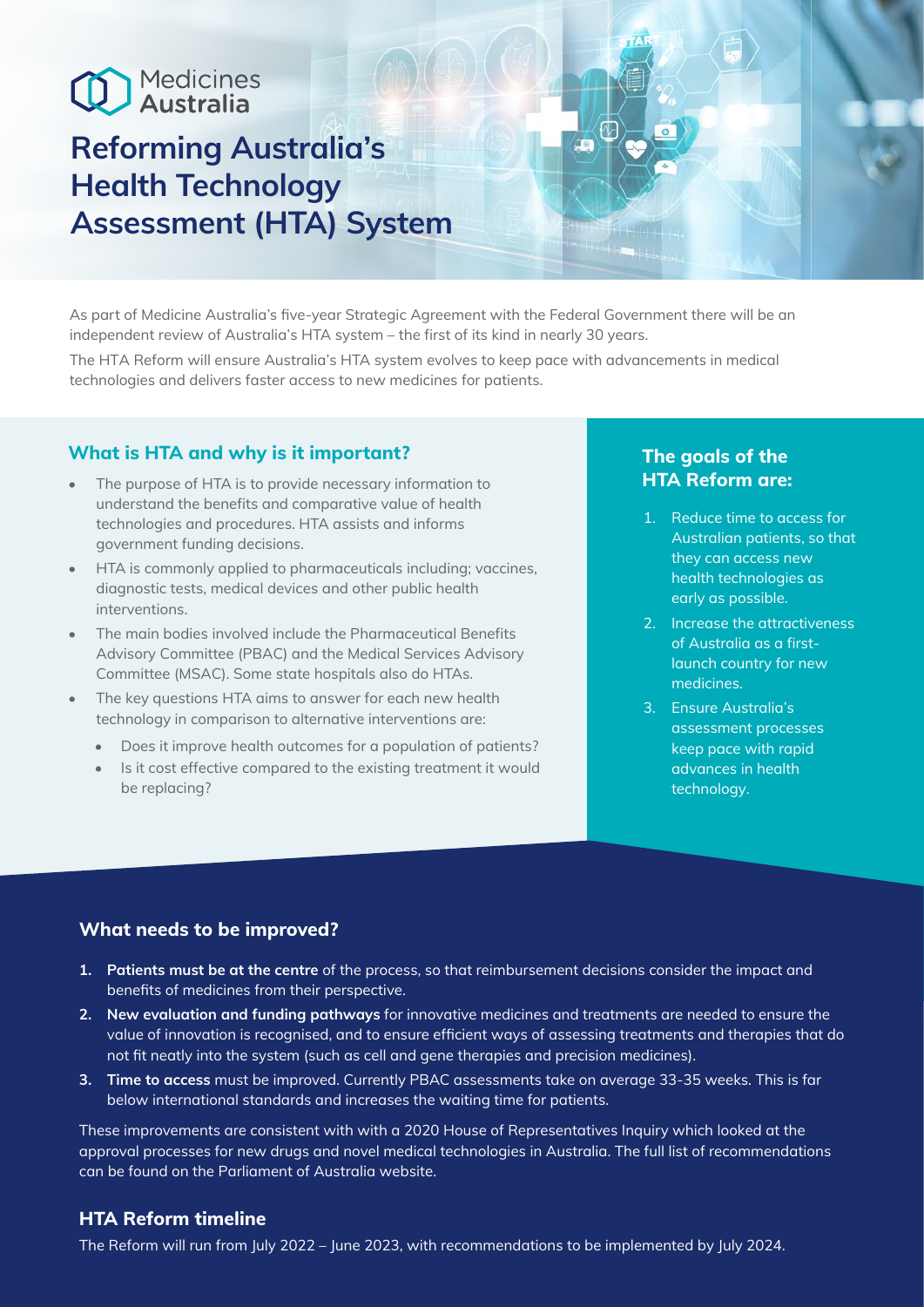Medicines Australia

# Reforming Australia's Health Technology Assessment (HTA) System

As part of Medicine Australia's five-year Strategic Agreement with the Federal Government there will be an independent review of Australia's HTA system – the first of its kind in nearly 30 years.

The HTA Reform will ensure Australia's HTA system evolves to keep pace with advancements in medical technologies and delivers faster access to new medicines for patients.

## What is HTA and why is it important?

- The purpose of HTA is to provide necessary information to understand the benefits and comparative value of health technologies and procedures. HTA assists and informs government funding decisions.
- HTA is commonly applied to pharmaceuticals including; vaccines, diagnostic tests, medical devices and other public health interventions.
- The main bodies involved include the Pharmaceutical Benefits Advisory Committee (PBAC) and the Medical Services Advisory Committee (MSAC). Some state hospitals also do HTAs.
- The key questions HTA aims to answer for each new health technology in comparison to alternative interventions are:
  - Does it improve health outcomes for a population of patients?
  - Is it cost effective compared to the existing treatment it would be replacing?

## The goals of the HTA Reform are:

1. Reduce time to access for Australian patients, so that they can access new health technologies as early as possible.
2. Increase the attractiveness of Australia as a first-launch country for new medicines.
3. Ensure Australia's assessment processes keep pace with rapid advances in health technology.

## What needs to be improved?

1. **Patients must be at the centre** of the process, so that reimbursement decisions consider the impact and benefits of medicines from their perspective.
2. **New evaluation and funding pathways** for innovative medicines and treatments are needed to ensure the value of innovation is recognised, and to ensure efficient ways of assessing treatments and therapies that do not fit neatly into the system (such as cell and gene therapies and precision medicines).
3. **Time to access** must be improved. Currently PBAC assessments take on average 33-35 weeks. This is far below international standards and increases the waiting time for patients.

These improvements are consistent with with a 2020 House of Representatives Inquiry which looked at the approval processes for new drugs and novel medical technologies in Australia. The full list of recommendations can be found on the Parliament of Australia website.

## HTA Reform timeline

The Reform will run from July 2022 – June 2023, with recommendations to be implemented by July 2024.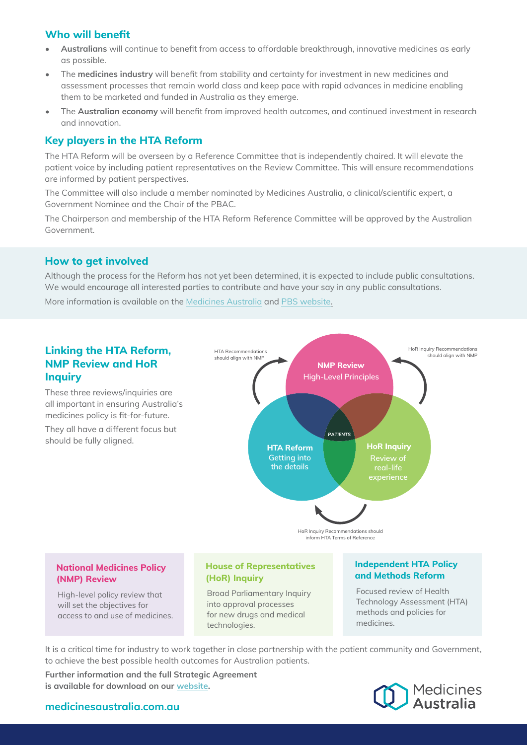## Who will benefit

- **Australians** will continue to benefit from access to affordable breakthrough, innovative medicines as early as possible.
- The **medicines industry** will benefit from stability and certainty for investment in new medicines and assessment processes that remain world class and keep pace with rapid advances in medicine enabling them to be marketed and funded in Australia as they emerge.
- The **Australian economy** will benefit from improved health outcomes, and continued investment in research and innovation.

## Key players in the HTA Reform

The HTA Reform will be overseen by a Reference Committee that is independently chaired. It will elevate the patient voice by including patient representatives on the Review Committee. This will ensure recommendations are informed by patient perspectives.

The Committee will also include a member nominated by Medicines Australia, a clinical/scientific expert, a Government Nominee and the Chair of the PBAC.

The Chairperson and membership of the HTA Reform Reference Committee will be approved by the Australian Government.

## How to get involved

Although the process for the Reform has not yet been determined, it is expected to include public consultations. We would encourage all interested parties to contribute and have your say in any public consultations.

More information is available on the Medicines Australia and PBS website.

## Linking the HTA Reform, NMP Review and HoR Inquiry

These three reviews/inquiries are all important in ensuring Australia's medicines policy is fit-for-future.

They all have a different focus but should be fully aligned.

HTA Recommendations should align with NMP

NMP Review
High-Level Principles

HoR Inquiry Recommendations should align with NMP

PATIENTS

HTA Reform
Getting into the details

HoR Inquiry
Review of real-life experience

HoR Inquiry Recommendations should inform HTA Terms of Reference

### National Medicines Policy (NMP) Review

High-level policy review that will set the objectives for access to and use of medicines.

### House of Representatives (HoR) Inquiry

Broad Parliamentary Inquiry into approval processes for new drugs and medical technologies.

### Independent HTA Policy and Methods Reform

Focused review of Health Technology Assessment (HTA) methods and policies for medicines.

It is a critical time for industry to work together in close partnership with the patient community and Government, to achieve the best possible health outcomes for Australian patients.

**Further information and the full Strategic Agreement is available for download on our website.**

Medicines Australia

**medicinesaustralia.com.au**